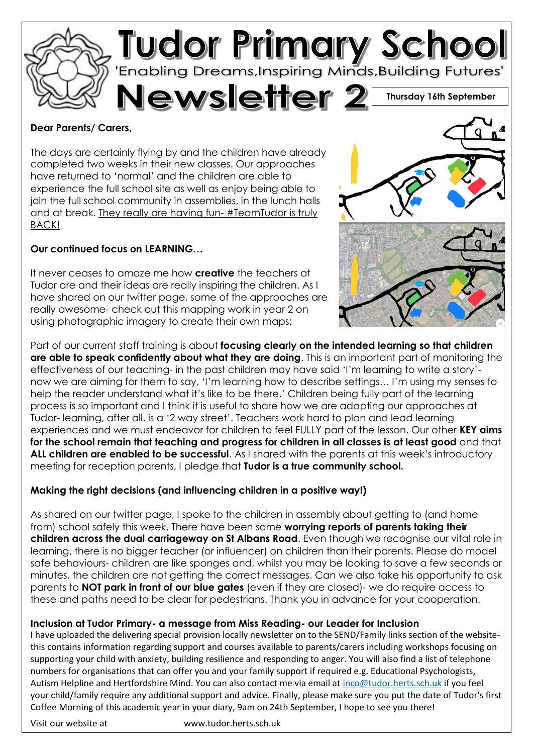# Tudor Primary School

'Enabling Dreams,Inspiring Minds,Building Futures'

# Newsletter 2

**Thursday 16th September**

**Dear Parents/ Carers,**

The days are certainly flying by and the children have already completed two weeks in their new classes. Our approaches have returned to 'normal' and the children are able to experience the full school site as well as enjoy being able to join the full school community in assemblies, in the lunch halls and at break. They really are having fun- #TeamTudor is truly BACK!

**Our continued focus on LEARNING…**

It never ceases to amaze me how **creative** the teachers at Tudor are and their ideas are really inspiring the children. As I have shared on our twitter page, some of the approaches are really awesome- check out this mapping work in year 2 on using photographic imagery to create their own maps:

Part of our current staff training is about **focusing clearly on the intended learning so that children are able to speak confidently about what they are doing**. This is an important part of monitoring the effectiveness of our teaching- in the past children may have said 'I'm learning to write a story'- now we are aiming for them to say, 'I'm learning how to describe settings… I'm using my senses to help the reader understand what it's like to be there.' Children being fully part of the learning process is so important and I think it is useful to share how we are adapting our approaches at Tudor- learning, after all, is a '2 way street'. Teachers work hard to plan and lead learning experiences and we must endeavor for children to feel FULLY part of the lesson. Our other **KEY aims for the school remain that teaching and progress for children in all classes is at least good** and that **ALL children are enabled to be successful**. As I shared with the parents at this week's introductory meeting for reception parents, I pledge that **Tudor is a true community school.**

**Making the right decisions (and influencing children in a positive way!)**

As shared on our twitter page, I spoke to the children in assembly about getting to (and home from) school safely this week. There have been some **worrying reports of parents taking their children across the dual carriageway on St Albans Road**. Even though we recognise our vital role in learning, there is no bigger teacher (or influencer) on children than their parents. Please do model safe behaviours- children are like sponges and, whilst you may be looking to save a few seconds or minutes, the children are not getting the correct messages. Can we also take his opportunity to ask parents to **NOT park in front of our blue gates** (even if they are closed)- we do require access to these and paths need to be clear for pedestrians. Thank you in advance for your cooperation.

**Inclusion at Tudor Primary- a message from Miss Reading- our Leader for Inclusion**

I have uploaded the delivering special provision locally newsletter on to the SEND/Family links section of the website- this contains information regarding support and courses available to parents/carers including workshops focusing on supporting your child with anxiety, building resilience and responding to anger. You will also find a list of telephone numbers for organisations that can offer you and your family support if required e.g. Educational Psychologists, Autism Helpline and Hertfordshire Mind. You can also contact me via email at inco@tudor.herts.sch.uk if you feel your child/family require any additional support and advice. Finally, please make sure you put the date of Tudor's first Coffee Morning of this academic year in your diary, 9am on 24th September, I hope to see you there!

Visit our website at www.tudor.herts.sch.uk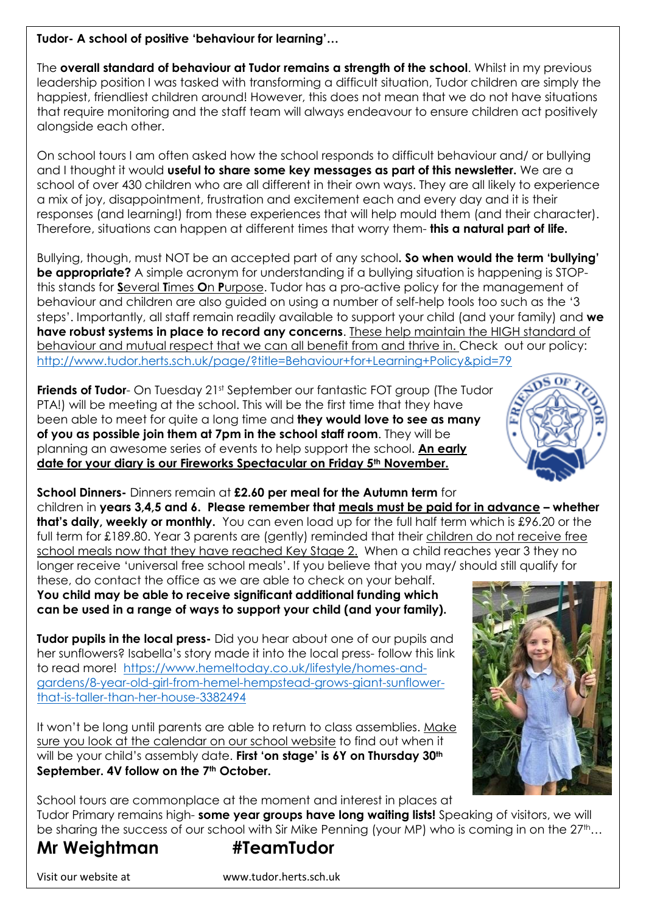**Tudor- A school of positive 'behaviour for learning'…**

The **overall standard of behaviour at Tudor remains a strength of the school**. Whilst in my previous leadership position I was tasked with transforming a difficult situation, Tudor children are simply the happiest, friendliest children around! However, this does not mean that we do not have situations that require monitoring and the staff team will always endeavour to ensure children act positively alongside each other.

On school tours I am often asked how the school responds to difficult behaviour and/ or bullying and I thought it would **useful to share some key messages as part of this newsletter.** We are a school of over 430 children who are all different in their own ways. They are all likely to experience a mix of joy, disappointment, frustration and excitement each and every day and it is their responses (and learning!) from these experiences that will help mould them (and their character). Therefore, situations can happen at different times that worry them- **this a natural part of life.**

Bullying, though, must NOT be an accepted part of any school**. So when would the term 'bullying' be appropriate?** A simple acronym for understanding if a bullying situation is happening is STOP- this stands for **S**everal **T**imes **O**n **P**urpose. Tudor has a pro-active policy for the management of behaviour and children are also guided on using a number of self-help tools too such as the '3 steps'. Importantly, all staff remain readily available to support your child (and your family) and **we have robust systems in place to record any concerns**. These help maintain the HIGH standard of behaviour and mutual respect that we can all benefit from and thrive in. Check out our policy: http://www.tudor.herts.sch.uk/page/?title=Behaviour+for+Learning+Policy&pid=79

**Friends of Tudor**- On Tuesday 21st September our fantastic FOT group (The Tudor PTA!) will be meeting at the school. This will be the first time that they have been able to meet for quite a long time and **they would love to see as many of you as possible join them at 7pm in the school staff room**. They will be planning an awesome series of events to help support the school. **An early date for your diary is our Fireworks Spectacular on Friday 5th November.**

**School Dinners-** Dinners remain at **£2.60 per meal for the Autumn term** for children in **years 3,4,5 and 6. Please remember that meals must be paid for in advance – whether that's daily, weekly or monthly.** You can even load up for the full half term which is £96.20 or the full term for £189.80. Year 3 parents are (gently) reminded that their children do not receive free school meals now that they have reached Key Stage 2. When a child reaches year 3 they no longer receive 'universal free school meals'. If you believe that you may/ should still qualify for these, do contact the office as we are able to check on your behalf. **You child may be able to receive significant additional funding which can be used in a range of ways to support your child (and your family).**

**Tudor pupils in the local press-** Did you hear about one of our pupils and her sunflowers? Isabella's story made it into the local press- follow this link to read more! https://www.hemeltoday.co.uk/lifestyle/homes-and-gardens/8-year-old-girl-from-hemel-hempstead-grows-giant-sunflower-that-is-taller-than-her-house-3382494

It won't be long until parents are able to return to class assemblies. Make sure you look at the calendar on our school website to find out when it will be your child's assembly date. **First 'on stage' is 6Y on Thursday 30th September. 4V follow on the 7th October.**

School tours are commonplace at the moment and interest in places at Tudor Primary remains high- **some year groups have long waiting lists!** Speaking of visitors, we will be sharing the success of our school with Sir Mike Penning (your MP) who is coming in on the 27th…

**Mr Weightman** **#TeamTudor**

Visit our website at www.tudor.herts.sch.uk